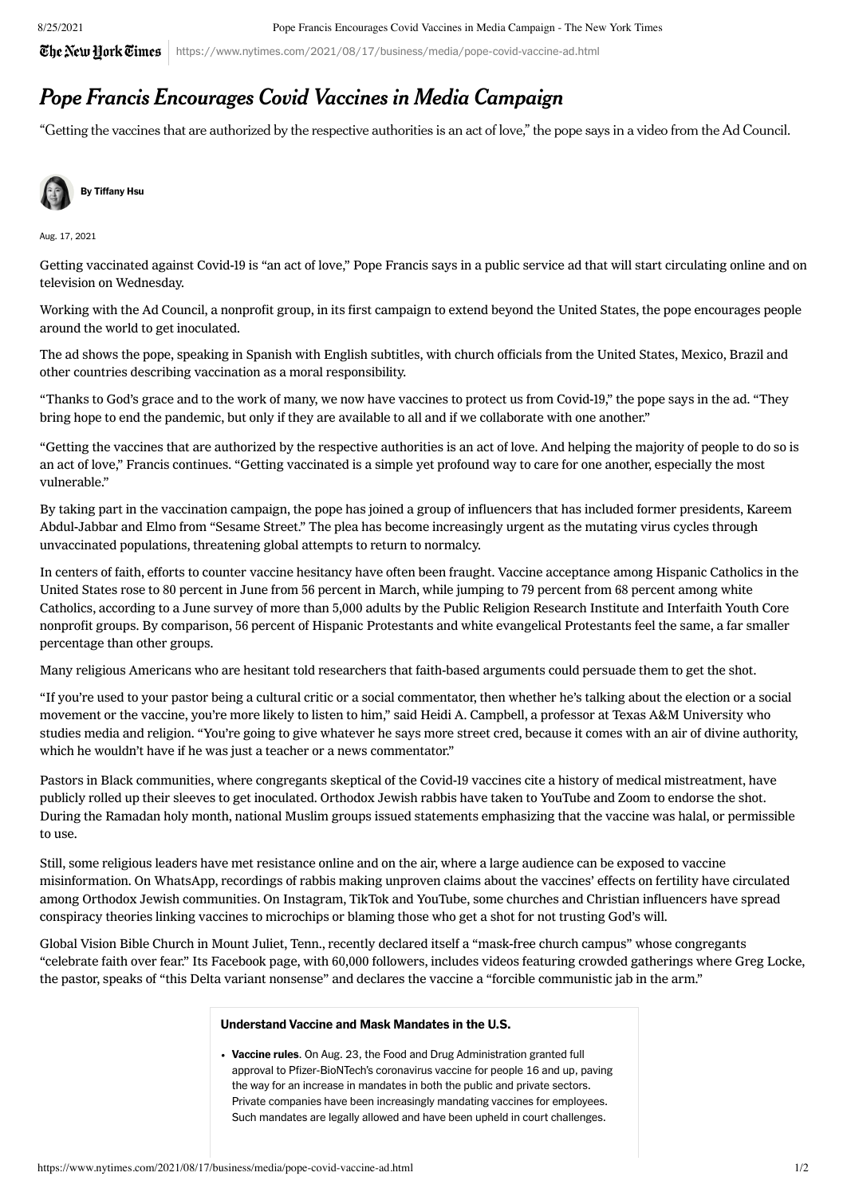# Pope Francis Encourages Covid Vaccines in Media Campaign

"Getting the vaccines that are authorized by the respective authorities is an act of love," the pope says in a video from the Ad Council.

**By Tiffany Hsu**

Aug. 17, 2021

Getting vaccinated against Covid-19 is "an act of love," Pope Francis says in a public service ad that will start circulating online and on television on Wednesday.

Working with the Ad Council, a nonprofit group, in its first campaign to extend beyond the United States, the pope encourages people around the world to get inoculated.

The ad shows the pope, speaking in Spanish with English subtitles, with church officials from the United States, Mexico, Brazil and other countries describing vaccination as a moral responsibility.

"Thanks to God's grace and to the work of many, we now have vaccines to protect us from Covid-19," the pope says in the ad. "They bring hope to end the pandemic, but only if they are available to all and if we collaborate with one another."

"Getting the vaccines that are authorized by the respective authorities is an act of love. And helping the majority of people to do so is an act of love," Francis continues. "Getting vaccinated is a simple yet profound way to care for one another, especially the most vulnerable."

By taking part in the vaccination campaign, the pope has joined a group of influencers that has included former presidents, Kareem Abdul-Jabbar and Elmo from "Sesame Street." The plea has become increasingly urgent as the mutating virus cycles through unvaccinated populations, threatening global attempts to return to normalcy.

In centers of faith, efforts to counter vaccine hesitancy have often been fraught. Vaccine acceptance among Hispanic Catholics in the United States rose to 80 percent in June from 56 percent in March, while jumping to 79 percent from 68 percent among white Catholics, according to a June survey of more than 5,000 adults by the Public Religion Research Institute and Interfaith Youth Core nonprofit groups. By comparison, 56 percent of Hispanic Protestants and white evangelical Protestants feel the same, a far smaller percentage than other groups.

Many religious Americans who are hesitant told researchers that faith-based arguments could persuade them to get the shot.

"If you're used to your pastor being a cultural critic or a social commentator, then whether he's talking about the election or a social movement or the vaccine, you're more likely to listen to him," said Heidi A. Campbell, a professor at Texas A&M University who studies media and religion. "You're going to give whatever he says more street cred, because it comes with an air of divine authority, which he wouldn't have if he was just a teacher or a news commentator."

Pastors in Black communities, where congregants skeptical of the Covid-19 vaccines cite a history of medical mistreatment, have publicly rolled up their sleeves to get inoculated. Orthodox Jewish rabbis have taken to YouTube and Zoom to endorse the shot. During the Ramadan holy month, national Muslim groups issued statements emphasizing that the vaccine was halal, or permissible to use.

Still, some religious leaders have met resistance online and on the air, where a large audience can be exposed to vaccine misinformation. On WhatsApp, recordings of rabbis making unproven claims about the vaccines' effects on fertility have circulated among Orthodox Jewish communities. On Instagram, TikTok and YouTube, some churches and Christian influencers have spread conspiracy theories linking vaccines to microchips or blaming those who get a shot for not trusting God's will.

Global Vision Bible Church in Mount Juliet, Tenn., recently declared itself a "mask-free church campus" whose congregants "celebrate faith over fear." Its Facebook page, with 60,000 followers, includes videos featuring crowded gatherings where Greg Locke, the pastor, speaks of "this Delta variant nonsense" and declares the vaccine a "forcible communistic jab in the arm."

**Understand Vaccine and Mask Mandates in the U.S.**

- **Vaccine rules**. On Aug. 23, the Food and Drug Administration granted full approval to Pfizer-BioNTech's coronavirus vaccine for people 16 and up, paving the way for an increase in mandates in both the public and private sectors. Private companies have been increasingly mandating vaccines for employees. Such mandates are legally allowed and have been upheld in court challenges.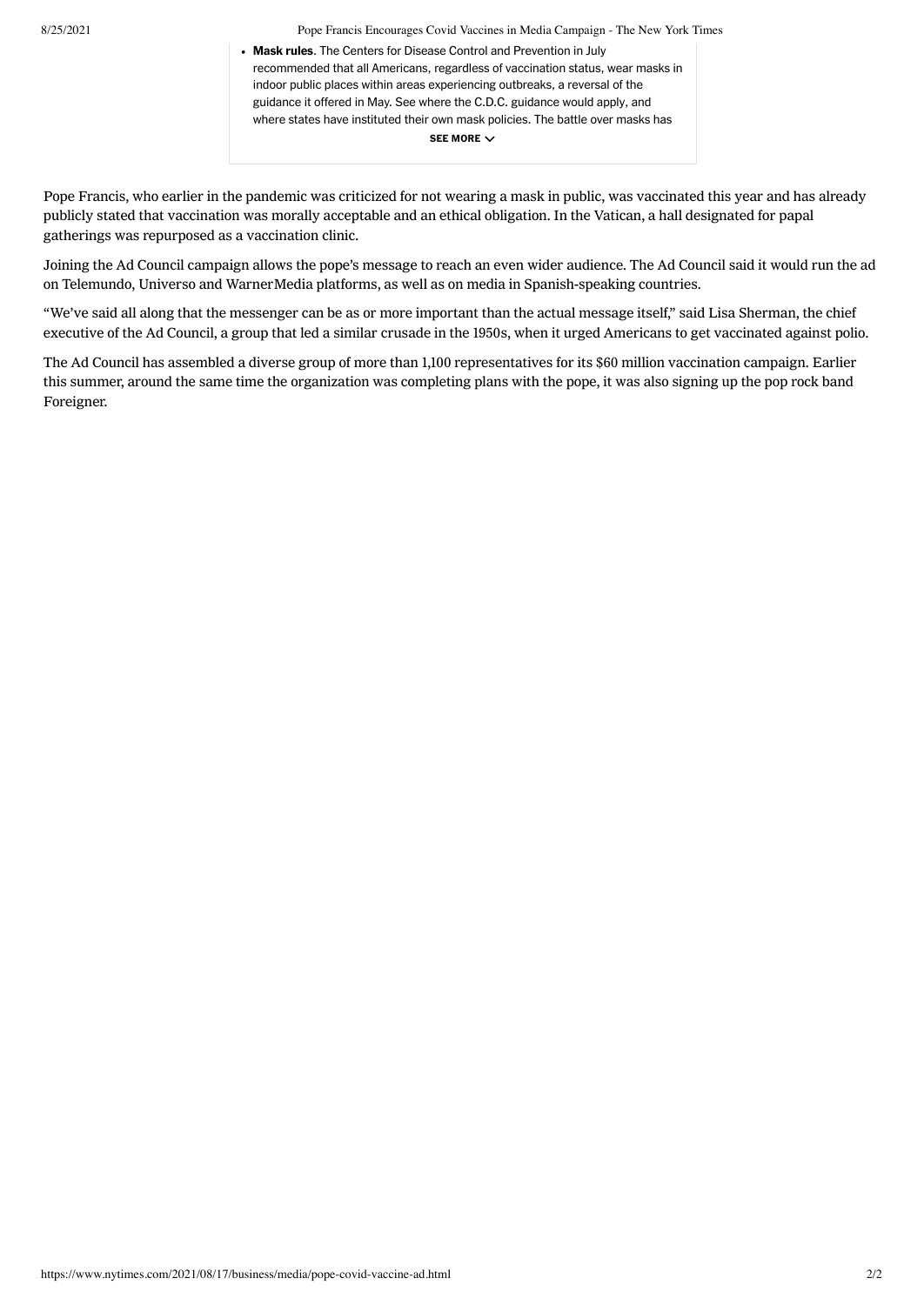- **Mask rules**. The Centers for Disease Control and Prevention in July recommended that all Americans, regardless of vaccination status, wear masks in indoor public places within areas experiencing outbreaks, a reversal of the guidance it offered in May. See where the C.D.C. guidance would apply, and where states have instituted their own mask policies. The battle over masks has

SEE MORE

Pope Francis, who earlier in the pandemic was criticized for not wearing a mask in public, was vaccinated this year and has already publicly stated that vaccination was morally acceptable and an ethical obligation. In the Vatican, a hall designated for papal gatherings was repurposed as a vaccination clinic.

Joining the Ad Council campaign allows the pope's message to reach an even wider audience. The Ad Council said it would run the ad on Telemundo, Universo and WarnerMedia platforms, as well as on media in Spanish-speaking countries.

"We've said all along that the messenger can be as or more important than the actual message itself," said Lisa Sherman, the chief executive of the Ad Council, a group that led a similar crusade in the 1950s, when it urged Americans to get vaccinated against polio.

The Ad Council has assembled a diverse group of more than 1,100 representatives for its $60 million vaccination campaign. Earlier this summer, around the same time the organization was completing plans with the pope, it was also signing up the pop rock band Foreigner.